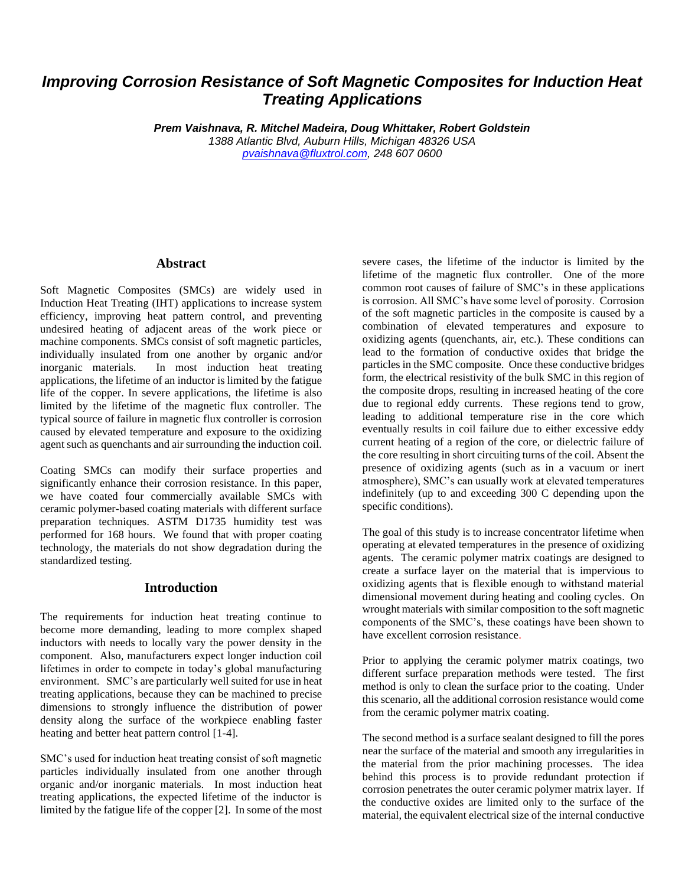# *Improving Corrosion Resistance of Soft Magnetic Composites for Induction Heat Treating Applications*

***Prem Vaishnava, R. Mitchel Madeira, Doug Whittaker, Robert Goldstein***
*1388 Atlantic Blvd, Auburn Hills, Michigan 48326 USA*
*pvaishnava@fluxtrol.com, 248 607 0600*

## Abstract

Soft Magnetic Composites (SMCs) are widely used in Induction Heat Treating (IHT) applications to increase system efficiency, improving heat pattern control, and preventing undesired heating of adjacent areas of the work piece or machine components. SMCs consist of soft magnetic particles, individually insulated from one another by organic and/or inorganic materials. In most induction heat treating applications, the lifetime of an inductor is limited by the fatigue life of the copper. In severe applications, the lifetime is also limited by the lifetime of the magnetic flux controller. The typical source of failure in magnetic flux controller is corrosion caused by elevated temperature and exposure to the oxidizing agent such as quenchants and air surrounding the induction coil.

Coating SMCs can modify their surface properties and significantly enhance their corrosion resistance. In this paper, we have coated four commercially available SMCs with ceramic polymer-based coating materials with different surface preparation techniques. ASTM D1735 humidity test was performed for 168 hours. We found that with proper coating technology, the materials do not show degradation during the standardized testing.

## Introduction

The requirements for induction heat treating continue to become more demanding, leading to more complex shaped inductors with needs to locally vary the power density in the component. Also, manufacturers expect longer induction coil lifetimes in order to compete in today's global manufacturing environment. SMC's are particularly well suited for use in heat treating applications, because they can be machined to precise dimensions to strongly influence the distribution of power density along the surface of the workpiece enabling faster heating and better heat pattern control [1-4].

SMC's used for induction heat treating consist of soft magnetic particles individually insulated from one another through organic and/or inorganic materials. In most induction heat treating applications, the expected lifetime of the inductor is limited by the fatigue life of the copper [2]. In some of the most severe cases, the lifetime of the inductor is limited by the lifetime of the magnetic flux controller. One of the more common root causes of failure of SMC's in these applications is corrosion. All SMC's have some level of porosity. Corrosion of the soft magnetic particles in the composite is caused by a combination of elevated temperatures and exposure to oxidizing agents (quenchants, air, etc.). These conditions can lead to the formation of conductive oxides that bridge the particles in the SMC composite. Once these conductive bridges form, the electrical resistivity of the bulk SMC in this region of the composite drops, resulting in increased heating of the core due to regional eddy currents. These regions tend to grow, leading to additional temperature rise in the core which eventually results in coil failure due to either excessive eddy current heating of a region of the core, or dielectric failure of the core resulting in short circuiting turns of the coil. Absent the presence of oxidizing agents (such as in a vacuum or inert atmosphere), SMC's can usually work at elevated temperatures indefinitely (up to and exceeding 300 C depending upon the specific conditions).

The goal of this study is to increase concentrator lifetime when operating at elevated temperatures in the presence of oxidizing agents. The ceramic polymer matrix coatings are designed to create a surface layer on the material that is impervious to oxidizing agents that is flexible enough to withstand material dimensional movement during heating and cooling cycles. On wrought materials with similar composition to the soft magnetic components of the SMC's, these coatings have been shown to have excellent corrosion resistance.

Prior to applying the ceramic polymer matrix coatings, two different surface preparation methods were tested. The first method is only to clean the surface prior to the coating. Under this scenario, all the additional corrosion resistance would come from the ceramic polymer matrix coating.

The second method is a surface sealant designed to fill the pores near the surface of the material and smooth any irregularities in the material from the prior machining processes. The idea behind this process is to provide redundant protection if corrosion penetrates the outer ceramic polymer matrix layer. If the conductive oxides are limited only to the surface of the material, the equivalent electrical size of the internal conductive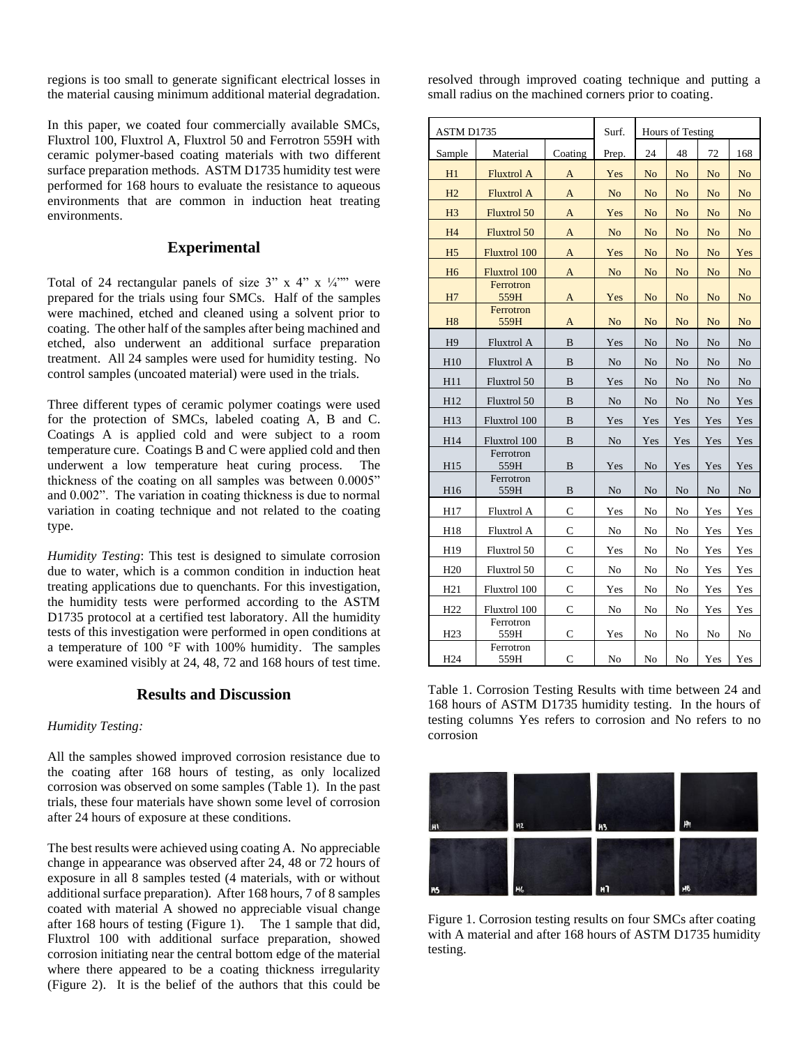regions is too small to generate significant electrical losses in the material causing minimum additional material degradation.

In this paper, we coated four commercially available SMCs, Fluxtrol 100, Fluxtrol A, Fluxtrol 50 and Ferrotron 559H with ceramic polymer-based coating materials with two different surface preparation methods. ASTM D1735 humidity test were performed for 168 hours to evaluate the resistance to aqueous environments that are common in induction heat treating environments.

## Experimental

Total of 24 rectangular panels of size 3" x 4" x ¼"" were prepared for the trials using four SMCs. Half of the samples were machined, etched and cleaned using a solvent prior to coating. The other half of the samples after being machined and etched, also underwent an additional surface preparation treatment. All 24 samples were used for humidity testing. No control samples (uncoated material) were used in the trials.

Three different types of ceramic polymer coatings were used for the protection of SMCs, labeled coating A, B and C. Coatings A is applied cold and were subject to a room temperature cure. Coatings B and C were applied cold and then underwent a low temperature heat curing process. The thickness of the coating on all samples was between 0.0005" and 0.002". The variation in coating thickness is due to normal variation in coating technique and not related to the coating type.

*Humidity Testing*: This test is designed to simulate corrosion due to water, which is a common condition in induction heat treating applications due to quenchants. For this investigation, the humidity tests were performed according to the ASTM D1735 protocol at a certified test laboratory. All the humidity tests of this investigation were performed in open conditions at a temperature of 100 °F with 100% humidity. The samples were examined visibly at 24, 48, 72 and 168 hours of test time.

## Results and Discussion

*Humidity Testing:*

All the samples showed improved corrosion resistance due to the coating after 168 hours of testing, as only localized corrosion was observed on some samples (Table 1). In the past trials, these four materials have shown some level of corrosion after 24 hours of exposure at these conditions.

The best results were achieved using coating A. No appreciable change in appearance was observed after 24, 48 or 72 hours of exposure in all 8 samples tested (4 materials, with or without additional surface preparation). After 168 hours, 7 of 8 samples coated with material A showed no appreciable visual change after 168 hours of testing (Figure 1). The 1 sample that did, Fluxtrol 100 with additional surface preparation, showed corrosion initiating near the central bottom edge of the material where there appeared to be a coating thickness irregularity (Figure 2). It is the belief of the authors that this could be resolved through improved coating technique and putting a small radius on the machined corners prior to coating.

| ASTM D1735 | | | Surf. | Hours of Testing | | | |
|---|---|---|---|---|---|---|---|
| Sample | Material | Coating | Prep. | 24 | 48 | 72 | 168 |
| H1 | Fluxtrol A | A | Yes | No | No | No | No |
| H2 | Fluxtrol A | A | No | No | No | No | No |
| H3 | Fluxtrol 50 | A | Yes | No | No | No | No |
| H4 | Fluxtrol 50 | A | No | No | No | No | No |
| H5 | Fluxtrol 100 | A | Yes | No | No | No | Yes |
| H6 | Fluxtrol 100 | A | No | No | No | No | No |
| H7 | Ferrotron 559H | A | Yes | No | No | No | No |
| H8 | Ferrotron 559H | A | No | No | No | No | No |
| H9 | Fluxtrol A | B | Yes | No | No | No | No |
| H10 | Fluxtrol A | B | No | No | No | No | No |
| H11 | Fluxtrol 50 | B | Yes | No | No | No | No |
| H12 | Fluxtrol 50 | B | No | No | No | No | Yes |
| H13 | Fluxtrol 100 | B | Yes | Yes | Yes | Yes | Yes |
| H14 | Fluxtrol 100 | B | No | Yes | Yes | Yes | Yes |
| H15 | Ferrotron 559H | B | Yes | No | Yes | Yes | Yes |
| H16 | Ferrotron 559H | B | No | No | No | No | No |
| H17 | Fluxtrol A | C | Yes | No | No | Yes | Yes |
| H18 | Fluxtrol A | C | No | No | No | Yes | Yes |
| H19 | Fluxtrol 50 | C | Yes | No | No | Yes | Yes |
| H20 | Fluxtrol 50 | C | No | No | No | Yes | Yes |
| H21 | Fluxtrol 100 | C | Yes | No | No | Yes | Yes |
| H22 | Fluxtrol 100 | C | No | No | No | Yes | Yes |
| H23 | Ferrotron 559H | C | Yes | No | No | No | No |
| H24 | Ferrotron 559H | C | No | No | No | Yes | Yes |

Table 1. Corrosion Testing Results with time between 24 and 168 hours of ASTM D1735 humidity testing. In the hours of testing columns Yes refers to corrosion and No refers to no corrosion

Figure 1. Corrosion testing results on four SMCs after coating with A material and after 168 hours of ASTM D1735 humidity testing.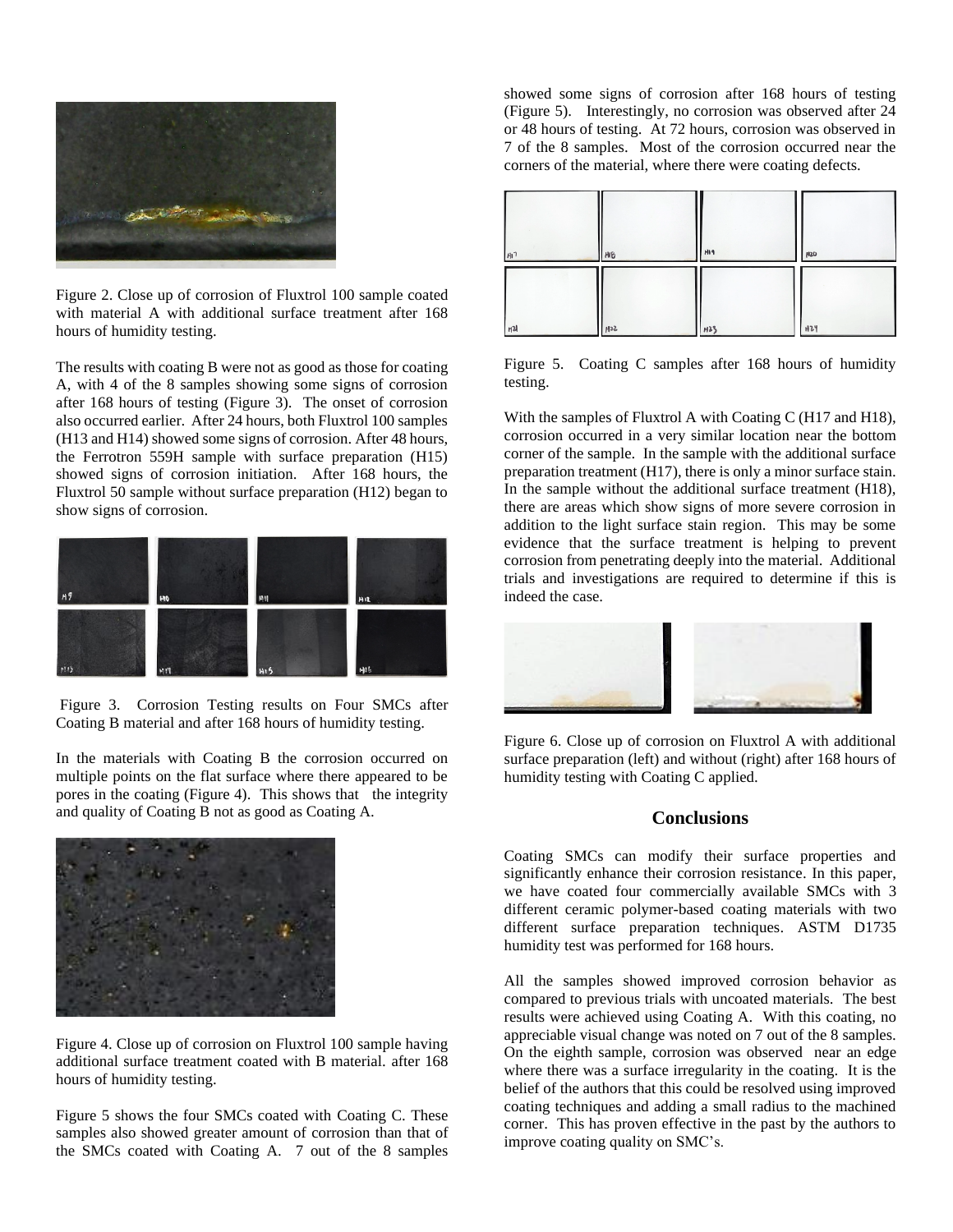Figure 2. Close up of corrosion of Fluxtrol 100 sample coated with material A with additional surface treatment after 168 hours of humidity testing.

The results with coating B were not as good as those for coating A, with 4 of the 8 samples showing some signs of corrosion after 168 hours of testing (Figure 3). The onset of corrosion also occurred earlier. After 24 hours, both Fluxtrol 100 samples (H13 and H14) showed some signs of corrosion. After 48 hours, the Ferrotron 559H sample with surface preparation (H15) showed signs of corrosion initiation. After 168 hours, the Fluxtrol 50 sample without surface preparation (H12) began to show signs of corrosion.

Figure 3. Corrosion Testing results on Four SMCs after Coating B material and after 168 hours of humidity testing.

In the materials with Coating B the corrosion occurred on multiple points on the flat surface where there appeared to be pores in the coating (Figure 4). This shows that the integrity and quality of Coating B not as good as Coating A.

Figure 4. Close up of corrosion on Fluxtrol 100 sample having additional surface treatment coated with B material. after 168 hours of humidity testing.

Figure 5 shows the four SMCs coated with Coating C. These samples also showed greater amount of corrosion than that of the SMCs coated with Coating A. 7 out of the 8 samples showed some signs of corrosion after 168 hours of testing (Figure 5). Interestingly, no corrosion was observed after 24 or 48 hours of testing. At 72 hours, corrosion was observed in 7 of the 8 samples. Most of the corrosion occurred near the corners of the material, where there were coating defects.

Figure 5. Coating C samples after 168 hours of humidity testing.

With the samples of Fluxtrol A with Coating C (H17 and H18), corrosion occurred in a very similar location near the bottom corner of the sample. In the sample with the additional surface preparation treatment (H17), there is only a minor surface stain. In the sample without the additional surface treatment (H18), there are areas which show signs of more severe corrosion in addition to the light surface stain region. This may be some evidence that the surface treatment is helping to prevent corrosion from penetrating deeply into the material. Additional trials and investigations are required to determine if this is indeed the case.

Figure 6. Close up of corrosion on Fluxtrol A with additional surface preparation (left) and without (right) after 168 hours of humidity testing with Coating C applied.

## Conclusions

Coating SMCs can modify their surface properties and significantly enhance their corrosion resistance. In this paper, we have coated four commercially available SMCs with 3 different ceramic polymer-based coating materials with two different surface preparation techniques. ASTM D1735 humidity test was performed for 168 hours.

All the samples showed improved corrosion behavior as compared to previous trials with uncoated materials. The best results were achieved using Coating A. With this coating, no appreciable visual change was noted on 7 out of the 8 samples. On the eighth sample, corrosion was observed near an edge where there was a surface irregularity in the coating. It is the belief of the authors that this could be resolved using improved coating techniques and adding a small radius to the machined corner. This has proven effective in the past by the authors to improve coating quality on SMC's.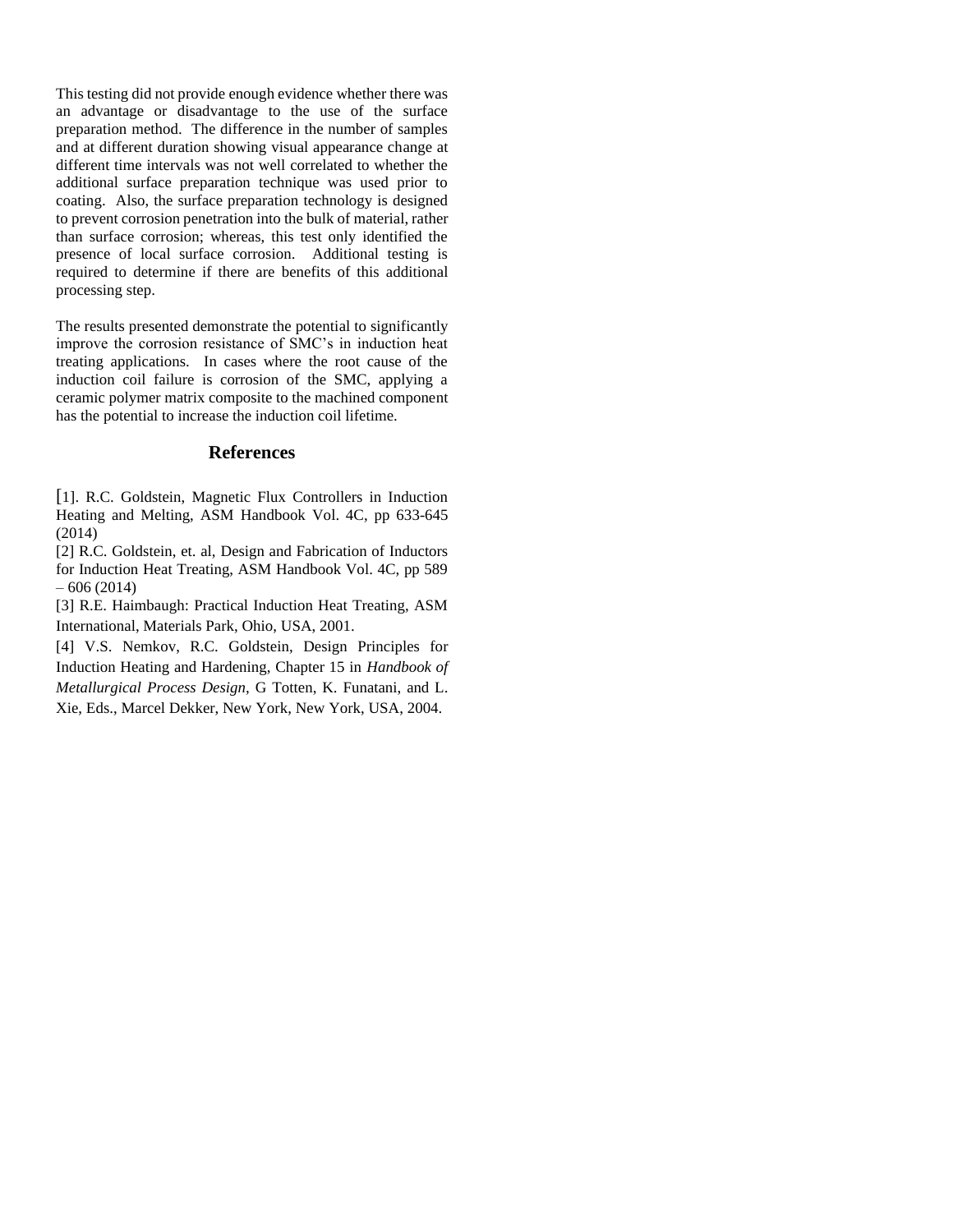This testing did not provide enough evidence whether there was an advantage or disadvantage to the use of the surface preparation method. The difference in the number of samples and at different duration showing visual appearance change at different time intervals was not well correlated to whether the additional surface preparation technique was used prior to coating. Also, the surface preparation technology is designed to prevent corrosion penetration into the bulk of material, rather than surface corrosion; whereas, this test only identified the presence of local surface corrosion. Additional testing is required to determine if there are benefits of this additional processing step.

The results presented demonstrate the potential to significantly improve the corrosion resistance of SMC's in induction heat treating applications. In cases where the root cause of the induction coil failure is corrosion of the SMC, applying a ceramic polymer matrix composite to the machined component has the potential to increase the induction coil lifetime.

## References

[1]. R.C. Goldstein, Magnetic Flux Controllers in Induction Heating and Melting, ASM Handbook Vol. 4C, pp 633-645 (2014)

[2] R.C. Goldstein, et. al, Design and Fabrication of Inductors for Induction Heat Treating, ASM Handbook Vol. 4C, pp 589 – 606 (2014)

[3] R.E. Haimbaugh: Practical Induction Heat Treating, ASM International, Materials Park, Ohio, USA, 2001.

[4] V.S. Nemkov, R.C. Goldstein, Design Principles for Induction Heating and Hardening, Chapter 15 in *Handbook of Metallurgical Process Design,* G Totten, K. Funatani, and L. Xie, Eds., Marcel Dekker, New York, New York, USA, 2004.